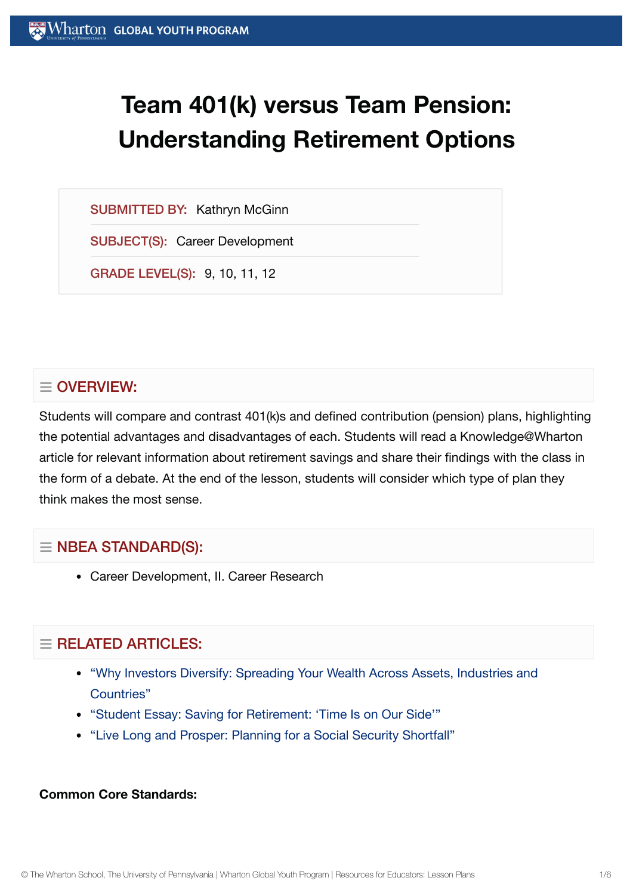# Team 401(k) versus Team Pension: Understanding Retirement Options

SUBMITTED BY: Kathryn McGinn

SUBJECT(S): Career Development

GRADE LEVEL(S): 9, 10, 11, 12

## OVERVIEW:

Students will compare and contrast 401(k)s and defined contribution (pension) plans, highlighting the potential advantages and disadvantages of each. Students will read a Knowledge@Wharton article for relevant information about retirement savings and share their findings with the class in the form of a debate. At the end of the lesson, students will consider which type of plan they think makes the most sense.

## NBEA STANDARD(S):

- Career Development, II. Career Research

## RELATED ARTICLES:

- "Why Investors Diversify: Spreading Your Wealth Across Assets, Industries and Countries"
- "Student Essay: Saving for Retirement: 'Time Is on Our Side'"
- "Live Long and Prosper: Planning for a Social Security Shortfall"

**Common Core Standards:**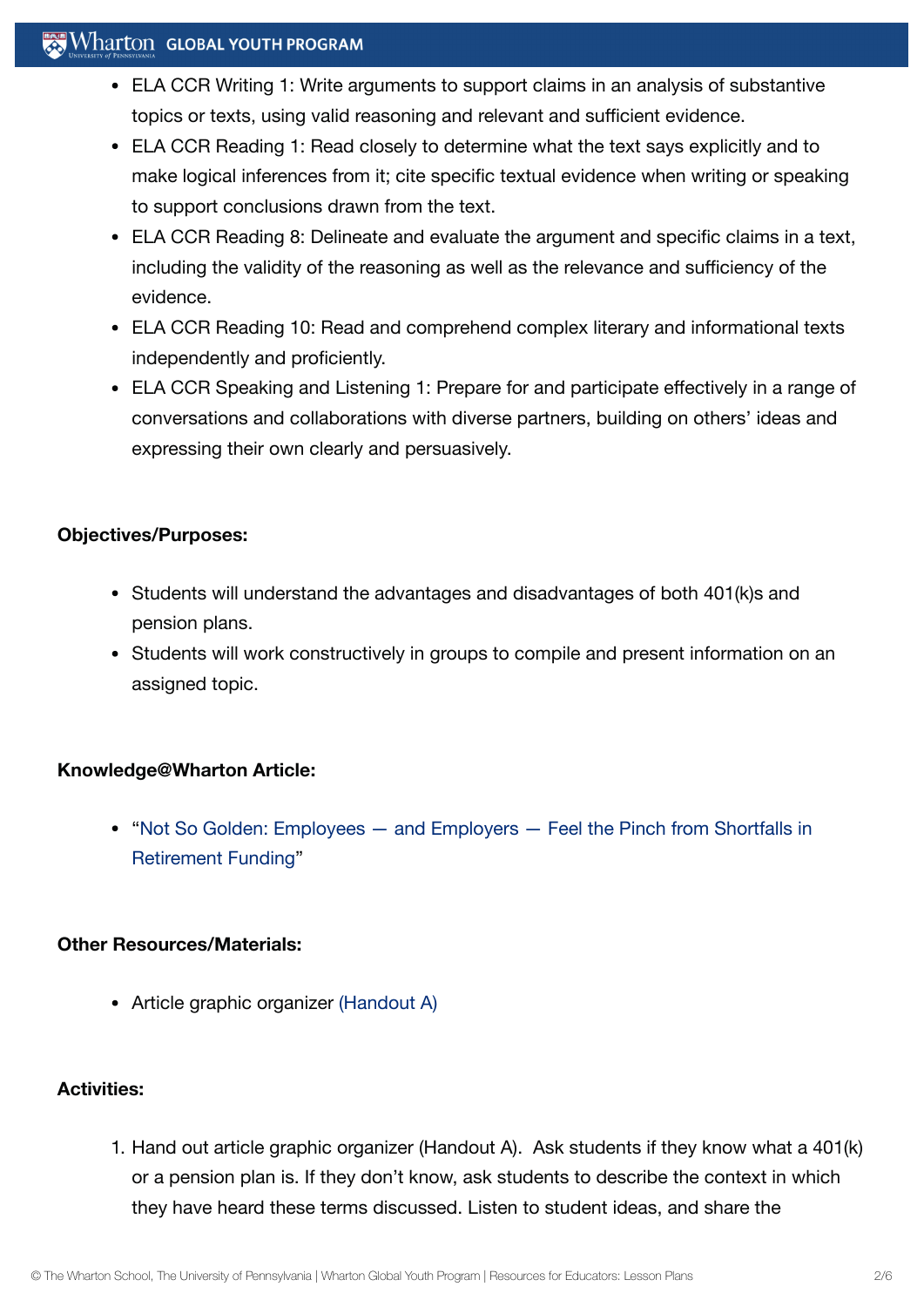- ELA CCR Writing 1: Write arguments to support claims in an analysis of substantive topics or texts, using valid reasoning and relevant and sufficient evidence.
- ELA CCR Reading 1: Read closely to determine what the text says explicitly and to make logical inferences from it; cite specific textual evidence when writing or speaking to support conclusions drawn from the text.
- ELA CCR Reading 8: Delineate and evaluate the argument and specific claims in a text, including the validity of the reasoning as well as the relevance and sufficiency of the evidence.
- ELA CCR Reading 10: Read and comprehend complex literary and informational texts independently and proficiently.
- ELA CCR Speaking and Listening 1: Prepare for and participate effectively in a range of conversations and collaborations with diverse partners, building on others' ideas and expressing their own clearly and persuasively.

**Objectives/Purposes:**

- Students will understand the advantages and disadvantages of both 401(k)s and pension plans.
- Students will work constructively in groups to compile and present information on an assigned topic.

**Knowledge@Wharton Article:**

- "Not So Golden: Employees — and Employers — Feel the Pinch from Shortfalls in Retirement Funding"

**Other Resources/Materials:**

- Article graphic organizer (Handout A)

**Activities:**

1. Hand out article graphic organizer (Handout A). Ask students if they know what a 401(k) or a pension plan is. If they don't know, ask students to describe the context in which they have heard these terms discussed. Listen to student ideas, and share the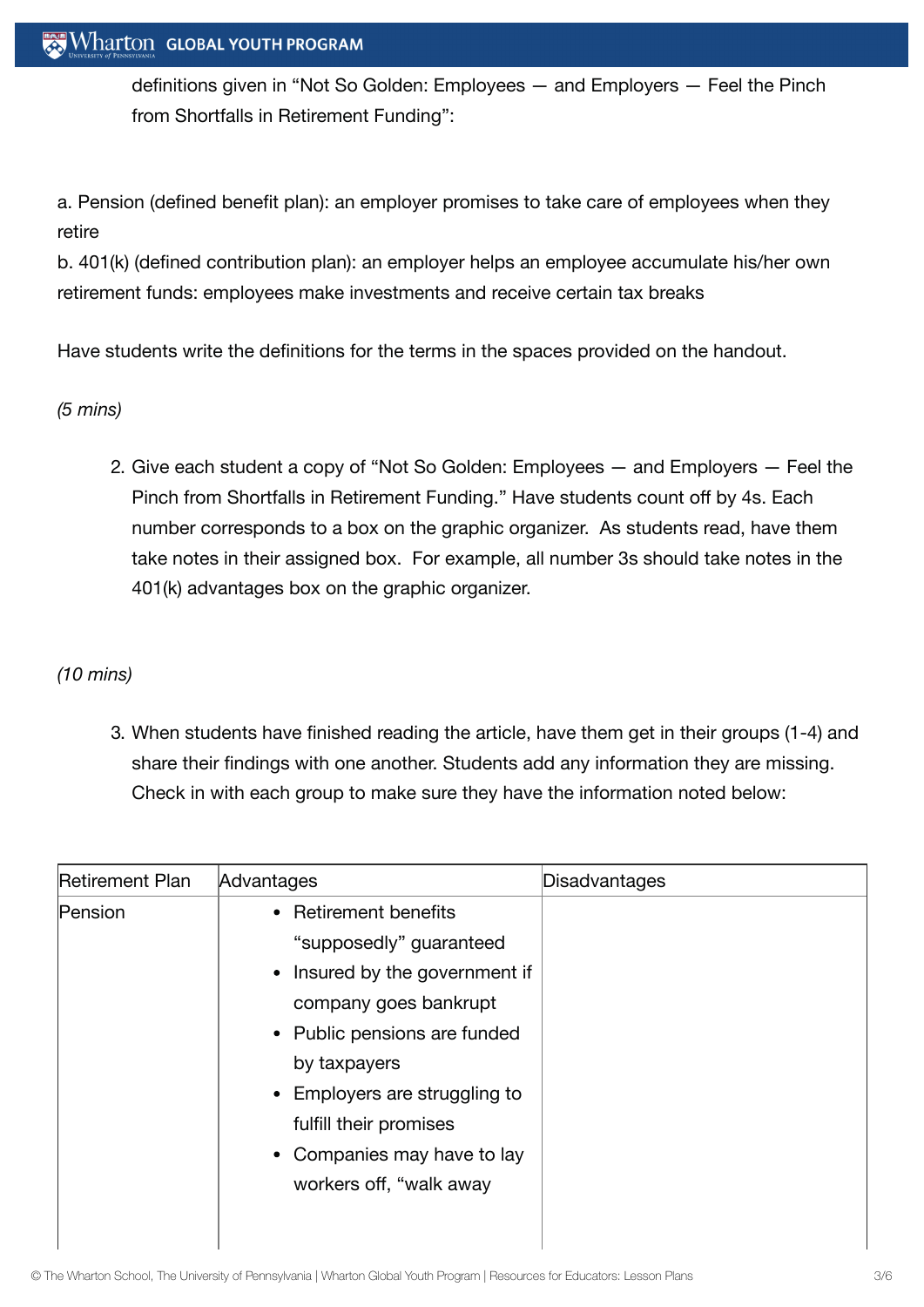definitions given in "Not So Golden: Employees — and Employers — Feel the Pinch from Shortfalls in Retirement Funding":

a. Pension (defined benefit plan): an employer promises to take care of employees when they retire
b. 401(k) (defined contribution plan): an employer helps an employee accumulate his/her own retirement funds: employees make investments and receive certain tax breaks

Have students write the definitions for the terms in the spaces provided on the handout.

*(5 mins)*

2. Give each student a copy of "Not So Golden: Employees — and Employers — Feel the Pinch from Shortfalls in Retirement Funding." Have students count off by 4s. Each number corresponds to a box on the graphic organizer. As students read, have them take notes in their assigned box. For example, all number 3s should take notes in the 401(k) advantages box on the graphic organizer.

*(10 mins)*

3. When students have finished reading the article, have them get in their groups (1-4) and share their findings with one another. Students add any information they are missing. Check in with each group to make sure they have the information noted below:

| Retirement Plan | Advantages | Disadvantages |
|---|---|---|
| Pension | • Retirement benefits "supposedly" guaranteed<br>• Insured by the government if company goes bankrupt<br>• Public pensions are funded by taxpayers<br>• Employers are struggling to fulfill their promises<br>• Companies may have to lay workers off, "walk away | |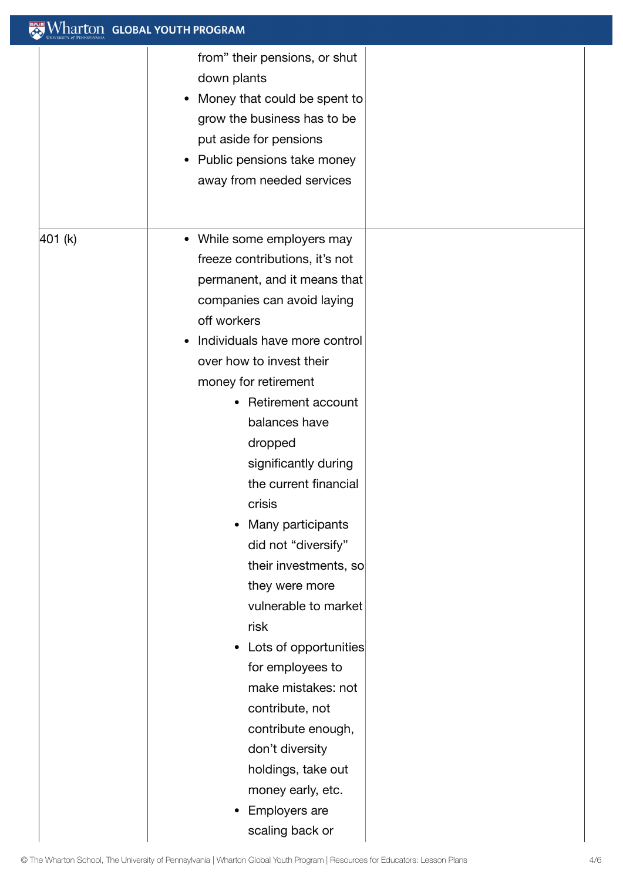| | | |
|---|---|---|
| | from" their pensions, or shut down plants<br>• Money that could be spent to grow the business has to be put aside for pensions<br>• Public pensions take money away from needed services | |
| 401 (k) | • While some employers may freeze contributions, it's not permanent, and it means that companies can avoid laying off workers<br>• Individuals have more control over how to invest their money for retirement<br>  • Retirement account balances have dropped significantly during the current financial crisis<br>  • Many participants did not "diversify" their investments, so they were more vulnerable to market risk<br>  • Lots of opportunities for employees to make mistakes: not contribute, not contribute enough, don't diversity holdings, take out money early, etc.<br>  • Employers are scaling back or | |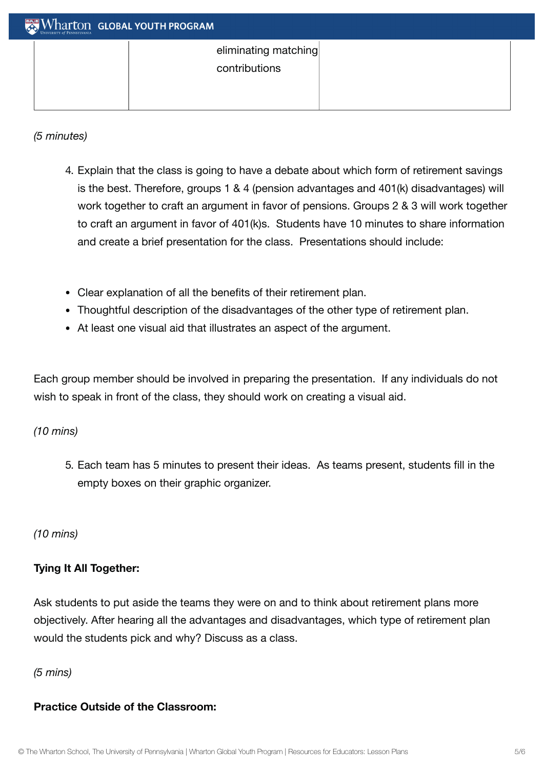| | | |
|---|---|---|
| | eliminating matching contributions | |

*(5 minutes)*

4. Explain that the class is going to have a debate about which form of retirement savings is the best. Therefore, groups 1 & 4 (pension advantages and 401(k) disadvantages) will work together to craft an argument in favor of pensions. Groups 2 & 3 will work together to craft an argument in favor of 401(k)s. Students have 10 minutes to share information and create a brief presentation for the class. Presentations should include:

- Clear explanation of all the benefits of their retirement plan.
- Thoughtful description of the disadvantages of the other type of retirement plan.
- At least one visual aid that illustrates an aspect of the argument.

Each group member should be involved in preparing the presentation. If any individuals do not wish to speak in front of the class, they should work on creating a visual aid.

*(10 mins)*

5. Each team has 5 minutes to present their ideas. As teams present, students fill in the empty boxes on their graphic organizer.

*(10 mins)*

**Tying It All Together:**

Ask students to put aside the teams they were on and to think about retirement plans more objectively. After hearing all the advantages and disadvantages, which type of retirement plan would the students pick and why? Discuss as a class.

*(5 mins)*

**Practice Outside of the Classroom:**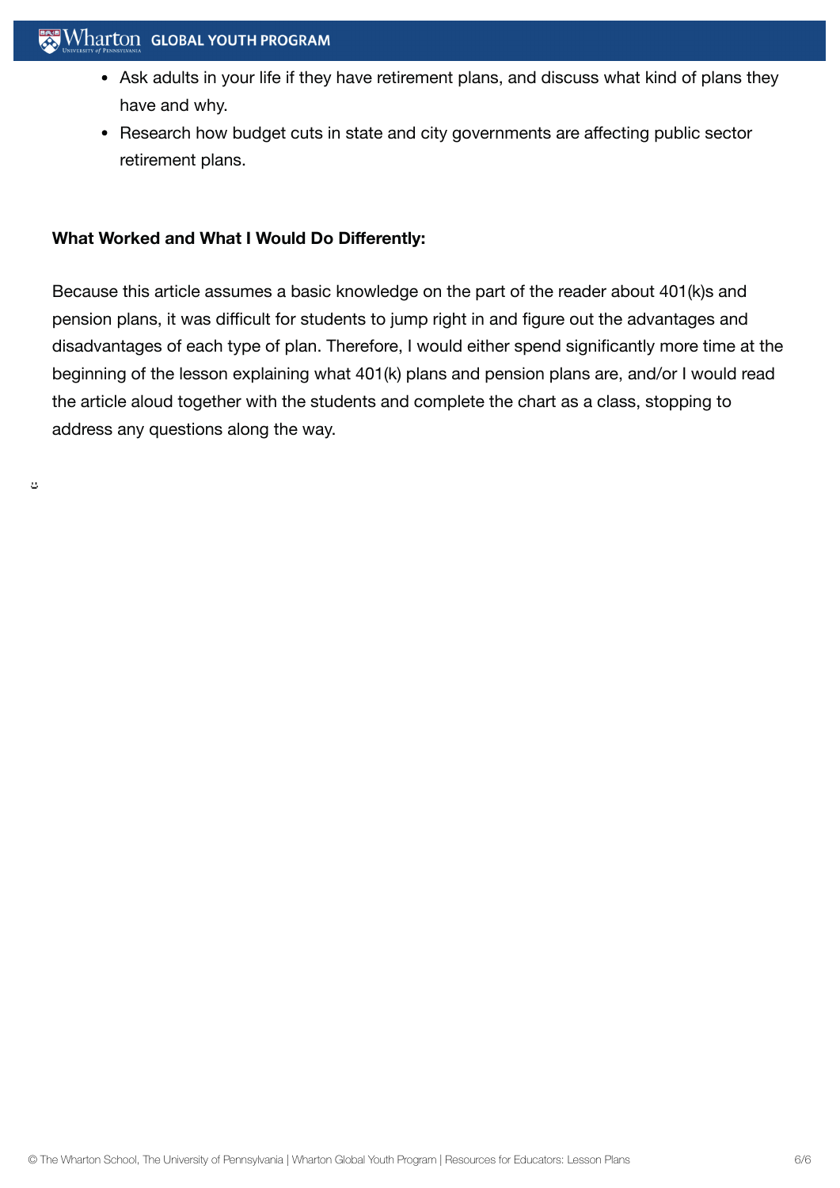- Ask adults in your life if they have retirement plans, and discuss what kind of plans they have and why.
- Research how budget cuts in state and city governments are affecting public sector retirement plans.

**What Worked and What I Would Do Differently:**

Because this article assumes a basic knowledge on the part of the reader about 401(k)s and pension plans, it was difficult for students to jump right in and figure out the advantages and disadvantages of each type of plan. Therefore, I would either spend significantly more time at the beginning of the lesson explaining what 401(k) plans and pension plans are, and/or I would read the article aloud together with the students and complete the chart as a class, stopping to address any questions along the way.